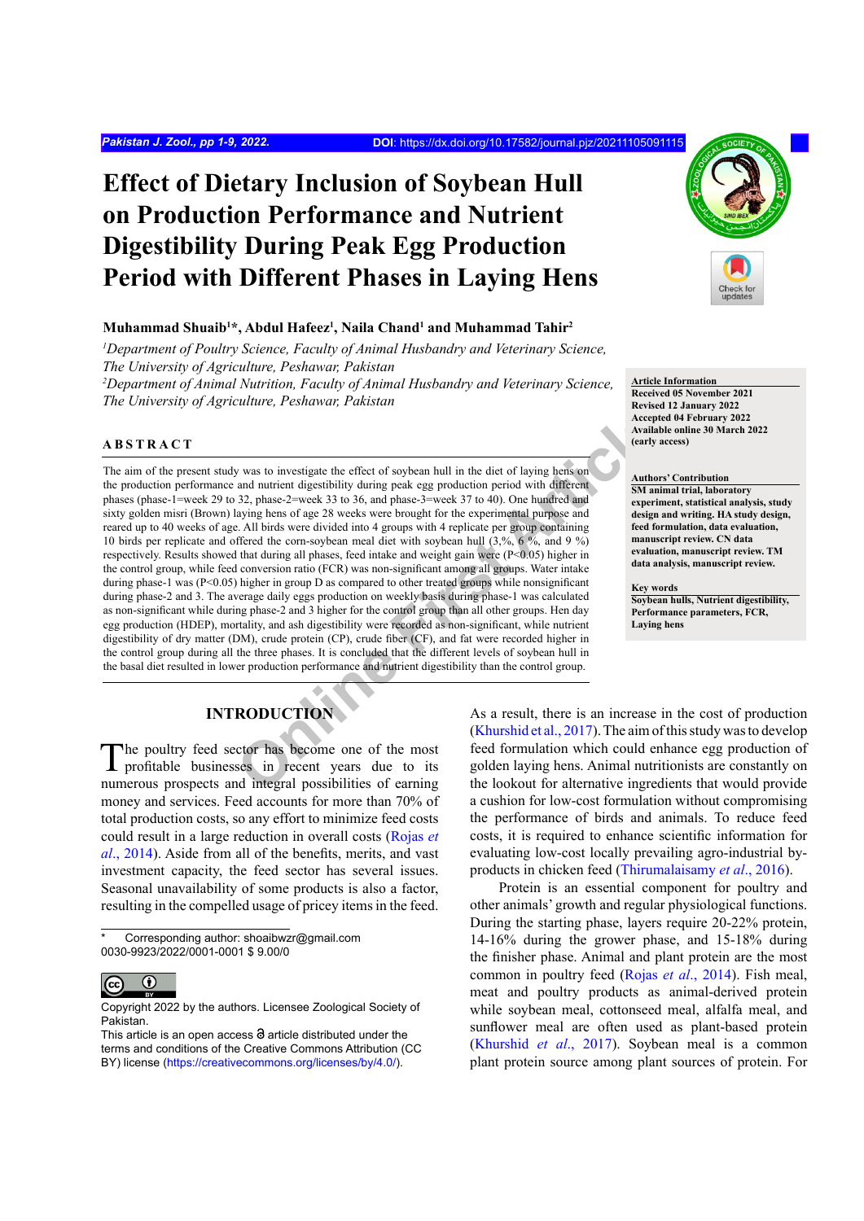# Effect of Dietary Inclusion of Soybean Hull on Production Performance and Nutrient Digestibility During Peak Egg Production Period with Different Phases in Laying Hens

**Muhammad Shuaib[1]*, Abdul Hafeez[1], Naila Chand[1] and Muhammad Tahir[2]**

*[1]Department of Poultry Science, Faculty of Animal Husbandry and Veterinary Science, The University of Agriculture, Peshawar, Pakistan*

*[2]Department of Animal Nutrition, Faculty of Animal Husbandry and Veterinary Science, The University of Agriculture, Peshawar, Pakistan*

**Article Information**
Received 05 November 2021
Revised 12 January 2022
Accepted 04 February 2022
Available online 30 March 2022 (early access)

**Authors' Contribution**
SM animal trial, laboratory experiment, statistical analysis, study design and writing. HA study design, feed formulation, data evaluation, manuscript review. CN data evaluation, manuscript review. TM data analysis, manuscript review.

**Key words**
Soybean hulls, Nutrient digestibility, Performance parameters, FCR, Laying hens

## ABSTRACT

The aim of the present study was to investigate the effect of soybean hull in the diet of laying hens on the production performance and nutrient digestibility during peak egg production period with different phases (phase-1=week 29 to 32, phase-2=week 33 to 36, and phase-3=week 37 to 40). One hundred and sixty golden misri (Brown) laying hens of age 28 weeks were brought for the experimental purpose and reared up to 40 weeks of age. All birds were divided into 4 groups with 4 replicate per group containing 10 birds per replicate and offered the corn-soybean meal diet with soybean hull (3,%, 6 %, and 9 %) respectively. Results showed that during all phases, feed intake and weight gain were ($P<0.05$) higher in the control group, while feed conversion ratio (FCR) was non-significant among all groups. Water intake during phase-1 was ($P<0.05$) higher in group D as compared to other treated groups while nonsignificant during phase-2 and 3. The average daily eggs production on weekly basis during phase-1 was calculated as non-significant while during phase-2 and 3 higher for the control group than all other groups. Hen day egg production (HDEP), mortality, and ash digestibility were recorded as non-significant, while nutrient digestibility of dry matter (DM), crude protein (CP), crude fiber (CF), and fat were recorded higher in the control group during all the three phases. It is concluded that the different levels of soybean hull in the basal diet resulted in lower production performance and nutrient digestibility than the control group.

## INTRODUCTION

The poultry feed sector has become one of the most profitable businesses in recent years due to its numerous prospects and integral possibilities of earning money and services. Feed accounts for more than 70% of total production costs, so any effort to minimize feed costs could result in a large reduction in overall costs (Rojas *et al*., 2014). Aside from all of the benefits, merits, and vast investment capacity, the feed sector has several issues. Seasonal unavailability of some products is also a factor, resulting in the compelled usage of pricey items in the feed.

As a result, there is an increase in the cost of production (Khurshid et al., 2017). The aim of this study was to develop feed formulation which could enhance egg production of golden laying hens. Animal nutritionists are constantly on the lookout for alternative ingredients that would provide a cushion for low-cost formulation without compromising the performance of birds and animals. To reduce feed costs, it is required to enhance scientific information for evaluating low-cost locally prevailing agro-industrial by-products in chicken feed (Thirumalaisamy *et al*., 2016).

Protein is an essential component for poultry and other animals' growth and regular physiological functions. During the starting phase, layers require 20-22% protein, 14-16% during the grower phase, and 15-18% during the finisher phase. Animal and plant protein are the most common in poultry feed (Rojas *et al*., 2014). Fish meal, meat and poultry products as animal-derived protein while soybean meal, cottonseed meal, alfalfa meal, and sunflower meal are often used as plant-based protein (Khurshid *et al*., 2017). Soybean meal is a common plant protein source among plant sources of protein. For

\* Corresponding author: shoaibwzr@gmail.com
0030-9923/2022/0001-0001 $ 9.00/0

Copyright 2022 by the authors. Licensee Zoological Society of Pakistan.
This article is an open access article distributed under the terms and conditions of the Creative Commons Attribution (CC BY) license (https://creativecommons.org/licenses/by/4.0/).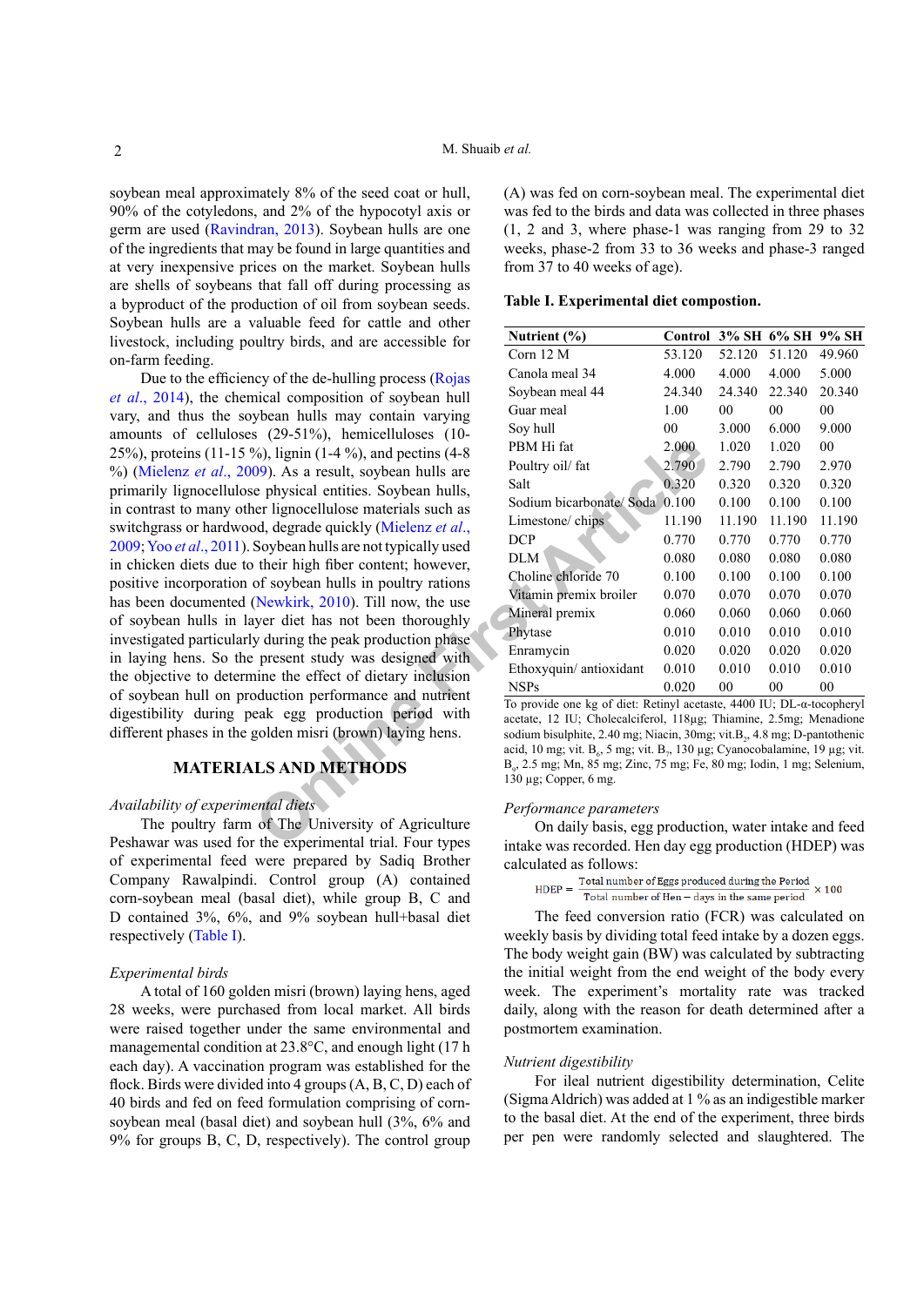soybean meal approximately 8% of the seed coat or hull, 90% of the cotyledons, and 2% of the hypocotyl axis or germ are used (Ravindran, 2013). Soybean hulls are one of the ingredients that may be found in large quantities and at very inexpensive prices on the market. Soybean hulls are shells of soybeans that fall off during processing as a byproduct of the production of oil from soybean seeds. Soybean hulls are a valuable feed for cattle and other livestock, including poultry birds, and are accessible for on-farm feeding.

Due to the efficiency of the de-hulling process (Rojas *et al*., 2014), the chemical composition of soybean hull vary, and thus the soybean hulls may contain varying amounts of celluloses (29-51%), hemicelluloses (10-25%), proteins (11-15 %), lignin (1-4 %), and pectins (4-8 %) (Mielenz *et al*., 2009). As a result, soybean hulls are primarily lignocellulose physical entities. Soybean hulls, in contrast to many other lignocellulose materials such as switchgrass or hardwood, degrade quickly (Mielenz *et al*., 2009; Yoo *et al*., 2011). Soybean hulls are not typically used in chicken diets due to their high fiber content; however, positive incorporation of soybean hulls in poultry rations has been documented (Newkirk, 2010). Till now, the use of soybean hulls in layer diet has not been thoroughly investigated particularly during the peak production phase in laying hens. So the present study was designed with the objective to determine the effect of dietary inclusion of soybean hull on production performance and nutrient digestibility during peak egg production period with different phases in the golden misri (brown) laying hens.

## MATERIALS AND METHODS

*Availability of experimental diets*

The poultry farm of The University of Agriculture Peshawar was used for the experimental trial. Four types of experimental feed were prepared by Sadiq Brother Company Rawalpindi. Control group (A) contained corn-soybean meal (basal diet), while group B, C and D contained 3%, 6%, and 9% soybean hull+basal diet respectively (Table I).

*Experimental birds*

A total of 160 golden misri (brown) laying hens, aged 28 weeks, were purchased from local market. All birds were raised together under the same environmental and managemental condition at 23.8°C, and enough light (17 h each day). A vaccination program was established for the flock. Birds were divided into 4 groups (A, B, C, D) each of 40 birds and fed on feed formulation comprising of corn-soybean meal (basal diet) and soybean hull (3%, 6% and 9% for groups B, C, D, respectively). The control group (A) was fed on corn-soybean meal. The experimental diet was fed to the birds and data was collected in three phases (1, 2 and 3, where phase-1 was ranging from 29 to 32 weeks, phase-2 from 33 to 36 weeks and phase-3 ranged from 37 to 40 weeks of age).

**Table I. Experimental diet compostion.**

| Nutrient (%) | Control | 3% SH | 6% SH | 9% SH |
|---|---|---|---|---|
| Corn 12 M | 53.120 | 52.120 | 51.120 | 49.960 |
| Canola meal 34 | 4.000 | 4.000 | 4.000 | 5.000 |
| Soybean meal 44 | 24.340 | 24.340 | 22.340 | 20.340 |
| Guar meal | 1.00 | 00 | 00 | 00 |
| Soy hull | 00 | 3.000 | 6.000 | 9.000 |
| PBM Hi fat | 2.000 | 1.020 | 1.020 | 00 |
| Poultry oil/ fat | 2.790 | 2.790 | 2.790 | 2.970 |
| Salt | 0.320 | 0.320 | 0.320 | 0.320 |
| Sodium bicarbonate/ Soda | 0.100 | 0.100 | 0.100 | 0.100 |
| Limestone/ chips | 11.190 | 11.190 | 11.190 | 11.190 |
| DCP | 0.770 | 0.770 | 0.770 | 0.770 |
| DLM | 0.080 | 0.080 | 0.080 | 0.080 |
| Choline chloride 70 | 0.100 | 0.100 | 0.100 | 0.100 |
| Vitamin premix broiler | 0.070 | 0.070 | 0.070 | 0.070 |
| Mineral premix | 0.060 | 0.060 | 0.060 | 0.060 |
| Phytase | 0.010 | 0.010 | 0.010 | 0.010 |
| Enramycin | 0.020 | 0.020 | 0.020 | 0.020 |
| Ethoxyquin/ antioxidant | 0.010 | 0.010 | 0.010 | 0.010 |
| NSPs | 0.020 | 00 | 00 | 00 |

To provide one kg of diet: Retinyl acetaste, 4400 IU; DL-α-tocopheryl acetate, 12 IU; Cholecalciferol, 118μg; Thiamine, 2.5mg; Menadione sodium bisulphite, 2.40 mg; Niacin, 30mg; vit.$B_2$, 4.8 mg; D-pantothenic acid, 10 mg; vit. $B_6$, 5 mg; vit. $B_7$, 130 μg; Cyanocobalamine, 19 μg; vit. $B_9$, 2.5 mg; Mn, 85 mg; Zinc, 75 mg; Fe, 80 mg; Iodin, 1 mg; Selenium, 130 μg; Copper, 6 mg.

*Performance parameters*

On daily basis, egg production, water intake and feed intake was recorded. Hen day egg production (HDEP) was calculated as follows:

$$\text{HDEP} = \frac{\text{Total number of Eggs produced during the Period}}{\text{Total number of Hen} - \text{days in the same period}} \times 100$$

The feed conversion ratio (FCR) was calculated on weekly basis by dividing total feed intake by a dozen eggs. The body weight gain (BW) was calculated by subtracting the initial weight from the end weight of the body every week. The experiment's mortality rate was tracked daily, along with the reason for death determined after a postmortem examination.

*Nutrient digestibility*

For ileal nutrient digestibility determination, Celite (Sigma Aldrich) was added at 1 % as an indigestible marker to the basal diet. At the end of the experiment, three birds per pen were randomly selected and slaughtered. The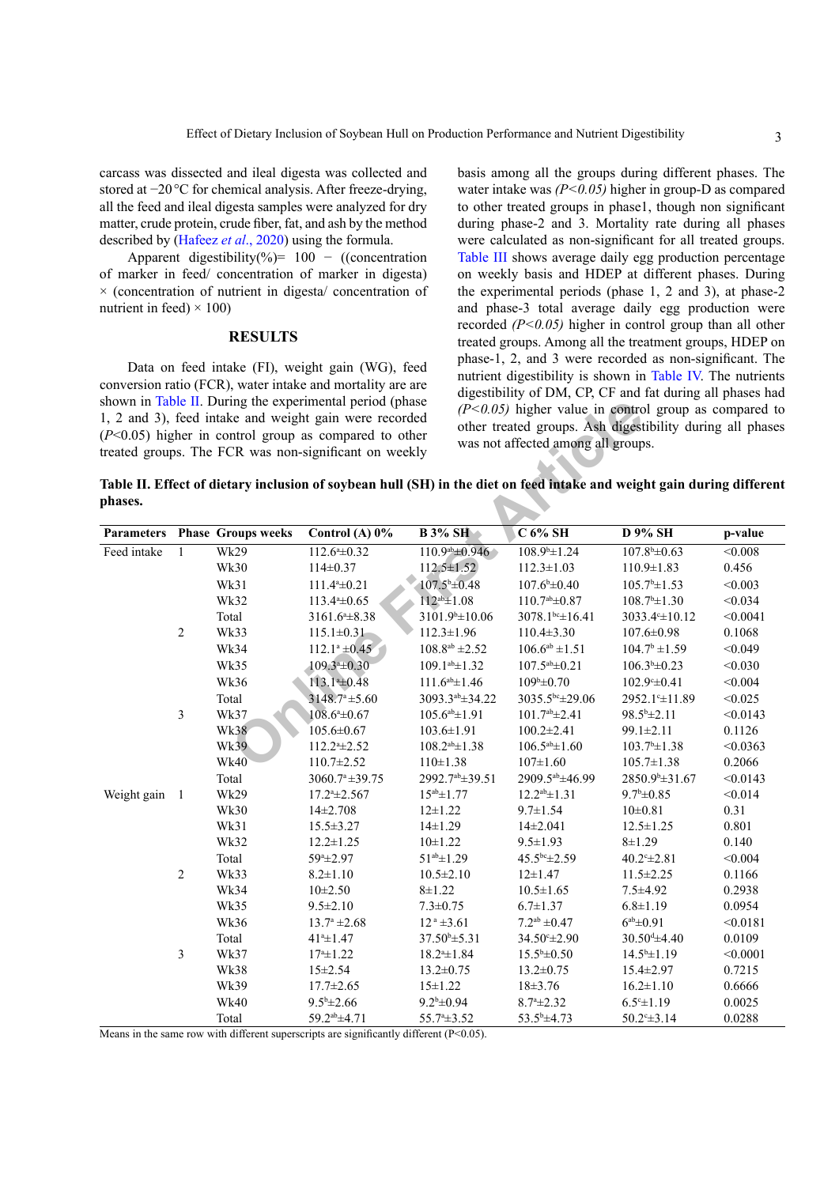carcass was dissected and ileal digesta was collected and stored at −20 °C for chemical analysis. After freeze-drying, all the feed and ileal digesta samples were analyzed for dry matter, crude protein, crude fiber, fat, and ash by the method described by (Hafeez *et al*., 2020) using the formula.

Apparent digestibility(%)= 100 − ((concentration of marker in feed/ concentration of marker in digesta) × (concentration of nutrient in digesta/ concentration of nutrient in feed) × 100)

## RESULTS

Data on feed intake (FI), weight gain (WG), feed conversion ratio (FCR), water intake and mortality are shown in Table II. During the experimental period (phase 1, 2 and 3), feed intake and weight gain were recorded ($P<0.05$) higher in control group as compared to other treated groups. The FCR was non-significant on weekly basis among all the groups during different phases. The water intake was *(P<0.05)* higher in group-D as compared to other treated groups in phase1, though non significant during phase-2 and 3. Mortality rate during all phases were calculated as non-significant for all treated groups. Table III shows average daily egg production percentage on weekly basis and HDEP at different phases. During the experimental periods (phase 1, 2 and 3), at phase-2 and phase-3 total average daily egg production were recorded *(P<0.05)* higher in control group than all other treated groups. Among all the treatment groups, HDEP on phase-1, 2, and 3 were recorded as non-significant. The nutrient digestibility is shown in Table IV. The nutrients digestibility of DM, CP, CF and fat during all phases had *(P<0.05)* higher value in control group as compared to other treated groups. Ash digestibility during all phases was not affected among all groups.

**Table II. Effect of dietary inclusion of soybean hull (SH) in the diet on feed intake and weight gain during different phases.**

| Parameters | Phase | Groups weeks | Control (A) 0% | B 3% SH | C 6% SH | D 9% SH | p-value |
|---|---|---|---|---|---|---|---|
| Feed intake | 1 | Wk29 | 112.6[a]±0.32 | 110.9[ab]±0.946 | 108.9[b]±1.24 | 107.8[b]±0.63 | <0.008 |
| | | Wk30 | 114±0.37 | 112.5±1.52 | 112.3±1.03 | 110.9±1.83 | 0.456 |
| | | Wk31 | 111.4[a]±0.21 | 107.5[b]±0.48 | 107.6[b]±0.40 | 105.7[b]±1.53 | <0.003 |
| | | Wk32 | 113.4[a]±0.65 | 112[ab]±1.08 | 110.7[ab]±0.87 | 108.7[b]±1.30 | <0.034 |
| | | Total | 3161.6[a]±8.38 | 3101.9[b]±10.06 | 3078.1[bc]±16.41 | 3033.4[c]±10.12 | <0.0041 |
| | 2 | Wk33 | 115.1±0.31 | 112.3±1.96 | 110.4±3.30 | 107.6±0.98 | 0.1068 |
| | | Wk34 | 112.1[a] ±0.45 | 108.8[ab] ±2.52 | 106.6[ab] ±1.51 | 104.7[b] ±1.59 | <0.049 |
| | | Wk35 | 109.3[a]±0.30 | 109.1[ab]±1.32 | 107.5[ab]±0.21 | 106.3[b]±0.23 | <0.030 |
| | | Wk36 | 113.1[a]±0.48 | 111.6[ab]±1.46 | 109[b]±0.70 | 102.9[c]±0.41 | <0.004 |
| | | Total | 3148.7[a]±5.60 | 3093.3[ab]±34.22 | 3035.5[bc]±29.06 | 2952.1[c]±11.89 | <0.025 |
| | 3 | Wk37 | 108.6[a]±0.67 | 105.6[ab]±1.91 | 101.7[ab]±2.41 | 98.5[b]±2.11 | <0.0143 |
| | | Wk38 | 105.6±0.67 | 103.6±1.91 | 100.2±2.41 | 99.1±2.11 | 0.1126 |
| | | Wk39 | 112.2[a]±2.52 | 108.2[ab]±1.38 | 106.5[ab]±1.60 | 103.7[b]±1.38 | <0.0363 |
| | | Wk40 | 110.7±2.52 | 110±1.38 | 107±1.60 | 105.7±1.38 | 0.2066 |
| | | Total | 3060.7[a]±39.75 | 2992.7[ab]±39.51 | 2909.5[ab]±46.99 | 2850.9[b]±31.67 | <0.0143 |
| Weight gain | 1 | Wk29 | 17.2[a]±2.567 | 15[ab]±1.77 | 12.2[ab]±1.31 | 9.7[b]±0.85 | <0.014 |
| | | Wk30 | 14±2.708 | 12±1.22 | 9.7±1.54 | 10±0.81 | 0.31 |
| | | Wk31 | 15.5±3.27 | 14±1.29 | 14±2.041 | 12.5±1.25 | 0.801 |
| | | Wk32 | 12.2±1.25 | 10±1.22 | 9.5±1.93 | 8±1.29 | 0.140 |
| | | Total | 59[a]±2.97 | 51[ab]±1.29 | 45.5[bc]±2.59 | 40.2[c]±2.81 | <0.004 |
| | 2 | Wk33 | 8.2±1.10 | 10.5±2.10 | 12±1.47 | 11.5±2.25 | 0.1166 |
| | | Wk34 | 10±2.50 | 8±1.22 | 10.5±1.65 | 7.5±4.92 | 0.2938 |
| | | Wk35 | 9.5±2.10 | 7.3±0.75 | 6.7±1.37 | 6.8±1.19 | 0.0954 |
| | | Wk36 | 13.7[a] ±2.68 | 12[a] ±3.61 | 7.2[ab] ±0.47 | 6[ab]±0.91 | <0.0181 |
| | | Total | 41[a]±1.47 | 37.50[b]±5.31 | 34.50[c]±2.90 | 30.50[d]±4.40 | 0.0109 |
| | 3 | Wk37 | 17±1.22 | 18.2±1.84 | 15.5[b]±0.50 | 14.5[b]±1.19 | <0.0001 |
| | | Wk38 | 15±2.54 | 13.2±0.75 | 13.2±0.75 | 15.4±2.97 | 0.7215 |
| | | Wk39 | 17.7±2.65 | 15±1.22 | 18±3.76 | 16.2±1.10 | 0.6666 |
| | | Wk40 | 9.5[b]±2.66 | 9.2[b]±0.94 | 8.7[a]±2.32 | 6.5[c]±1.19 | 0.0025 |
| | | Total | 59.2[ab]±4.71 | 55.7[a]±3.52 | 53.5[b]±4.73 | 50.2[c]±3.14 | 0.0288 |

Means in the same row with different superscripts are significantly different (P<0.05).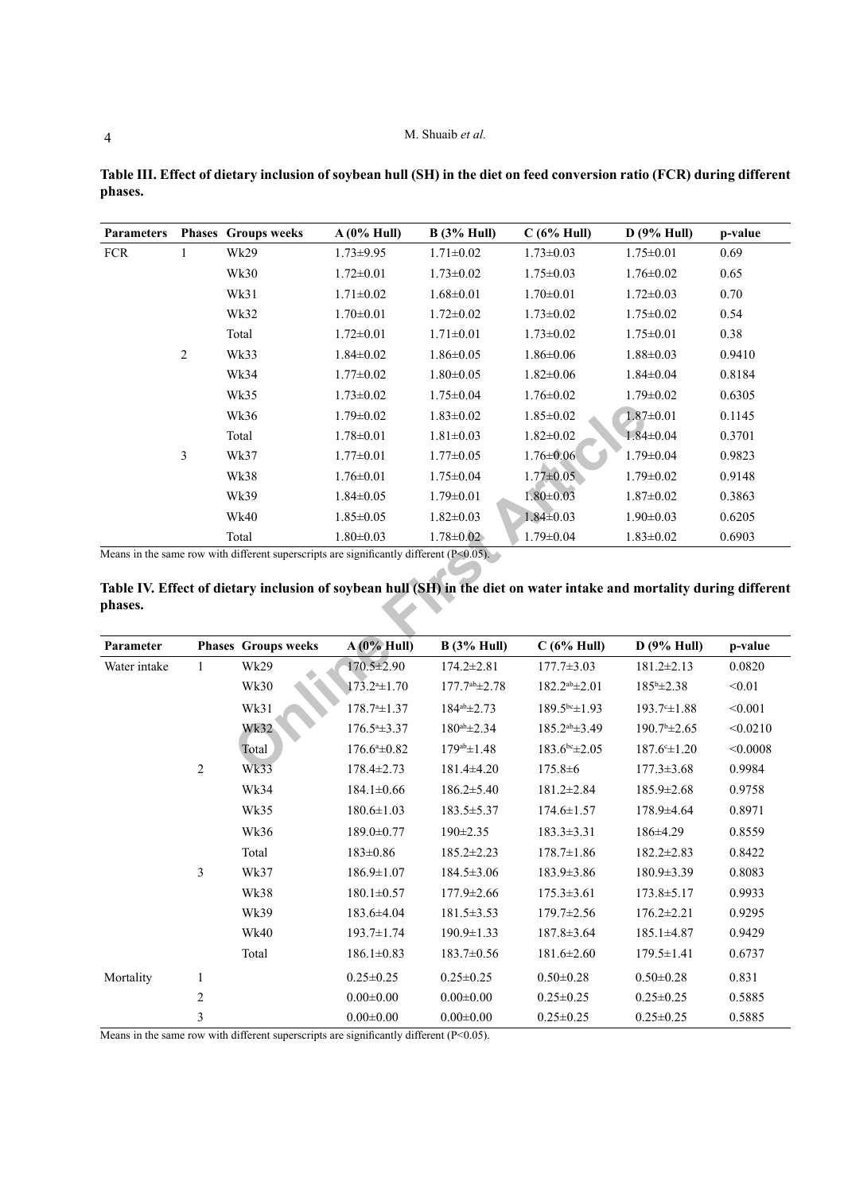**Table III. Effect of dietary inclusion of soybean hull (SH) in the diet on feed conversion ratio (FCR) during different phases.**

| Parameters | Phases | Groups weeks | A (0% Hull) | B (3% Hull) | C (6% Hull) | D (9% Hull) | p-value |
|---|---|---|---|---|---|---|---|
| FCR | 1 | Wk29 | 1.73±9.95 | 1.71±0.02 | 1.73±0.03 | 1.75±0.01 | 0.69 |
| | | Wk30 | 1.72±0.01 | 1.73±0.02 | 1.75±0.03 | 1.76±0.02 | 0.65 |
| | | Wk31 | 1.71±0.02 | 1.68±0.01 | 1.70±0.01 | 1.72±0.03 | 0.70 |
| | | Wk32 | 1.70±0.01 | 1.72±0.02 | 1.73±0.02 | 1.75±0.02 | 0.54 |
| | | Total | 1.72±0.01 | 1.71±0.01 | 1.73±0.02 | 1.75±0.01 | 0.38 |
| | 2 | Wk33 | 1.84±0.02 | 1.86±0.05 | 1.86±0.06 | 1.88±0.03 | 0.9410 |
| | | Wk34 | 1.77±0.02 | 1.80±0.05 | 1.82±0.06 | 1.84±0.04 | 0.8184 |
| | | Wk35 | 1.73±0.02 | 1.75±0.04 | 1.76±0.02 | 1.79±0.02 | 0.6305 |
| | | Wk36 | 1.79±0.02 | 1.83±0.02 | 1.85±0.02 | 1.87±0.01 | 0.1145 |
| | | Total | 1.78±0.01 | 1.81±0.03 | 1.82±0.02 | 1.84±0.04 | 0.3701 |
| | 3 | Wk37 | 1.77±0.01 | 1.77±0.05 | 1.76±0.06 | 1.79±0.04 | 0.9823 |
| | | Wk38 | 1.76±0.01 | 1.75±0.04 | 1.77±0.05 | 1.79±0.02 | 0.9148 |
| | | Wk39 | 1.84±0.05 | 1.79±0.01 | 1.80±0.03 | 1.87±0.02 | 0.3863 |
| | | Wk40 | 1.85±0.05 | 1.82±0.03 | 1.84±0.03 | 1.90±0.03 | 0.6205 |
| | | Total | 1.80±0.03 | 1.78±0.02 | 1.79±0.04 | 1.83±0.02 | 0.6903 |

Means in the same row with different superscripts are significantly different (P<0.05).

**Table IV. Effect of dietary inclusion of soybean hull (SH) in the diet on water intake and mortality during different phases.**

| Parameter | Phases | Groups weeks | A (0% Hull) | B (3% Hull) | C (6% Hull) | D (9% Hull) | p-value |
|---|---|---|---|---|---|---|---|
| Water intake | 1 | Wk29 | 170.5±2.90 | 174.2±2.81 | 177.7±3.03 | 181.2±2.13 | 0.0820 |
| | | Wk30 | 173.2$^{a}$±1.70 | 177.7$^{ab}$±2.78 | 182.2$^{ab}$±2.01 | 185$^{b}$±2.38 | <0.01 |
| | | Wk31 | 178.7$^{a}$±1.37 | 184$^{ab}$±2.73 | 189.5$^{bc}$±1.93 | 193.7$^{c}$±1.88 | <0.001 |
| | | Wk32 | 176.5$^{a}$±3.37 | 180$^{ab}$±2.34 | 185.2$^{ab}$±3.49 | 190.7$^{b}$±2.65 | <0.0210 |
| | | Total | 176.6$^{a}$±0.82 | 179$^{ab}$±1.48 | 183.6$^{bc}$±2.05 | 187.6$^{c}$±1.20 | <0.0008 |
| | 2 | Wk33 | 178.4±2.73 | 181.4±4.20 | 175.8±6 | 177.3±3.68 | 0.9984 |
| | | Wk34 | 184.1±0.66 | 186.2±5.40 | 181.2±2.84 | 185.9±2.68 | 0.9758 |
| | | Wk35 | 180.6±1.03 | 183.5±5.37 | 174.6±1.57 | 178.9±4.64 | 0.8971 |
| | | Wk36 | 189.0±0.77 | 190±2.35 | 183.3±3.31 | 186±4.29 | 0.8559 |
| | | Total | 183±0.86 | 185.2±2.23 | 178.7±1.86 | 182.2±2.83 | 0.8422 |
| | 3 | Wk37 | 186.9±1.07 | 184.5±3.06 | 183.9±3.86 | 180.9±3.39 | 0.8083 |
| | | Wk38 | 180.1±0.57 | 177.9±2.66 | 175.3±3.61 | 173.8±5.17 | 0.9933 |
| | | Wk39 | 183.6±4.04 | 181.5±3.53 | 179.7±2.56 | 176.2±2.21 | 0.9295 |
| | | Wk40 | 193.7±1.74 | 190.9±1.33 | 187.8±3.64 | 185.1±4.87 | 0.9429 |
| | | Total | 186.1±0.83 | 183.7±0.56 | 181.6±2.60 | 179.5±1.41 | 0.6737 |
| Mortality | 1 | | 0.25±0.25 | 0.25±0.25 | 0.50±0.28 | 0.50±0.28 | 0.831 |
| | 2 | | 0.00±0.00 | 0.00±0.00 | 0.25±0.25 | 0.25±0.25 | 0.5885 |
| | 3 | | 0.00±0.00 | 0.00±0.00 | 0.25±0.25 | 0.25±0.25 | 0.5885 |

Means in the same row with different superscripts are significantly different (P<0.05).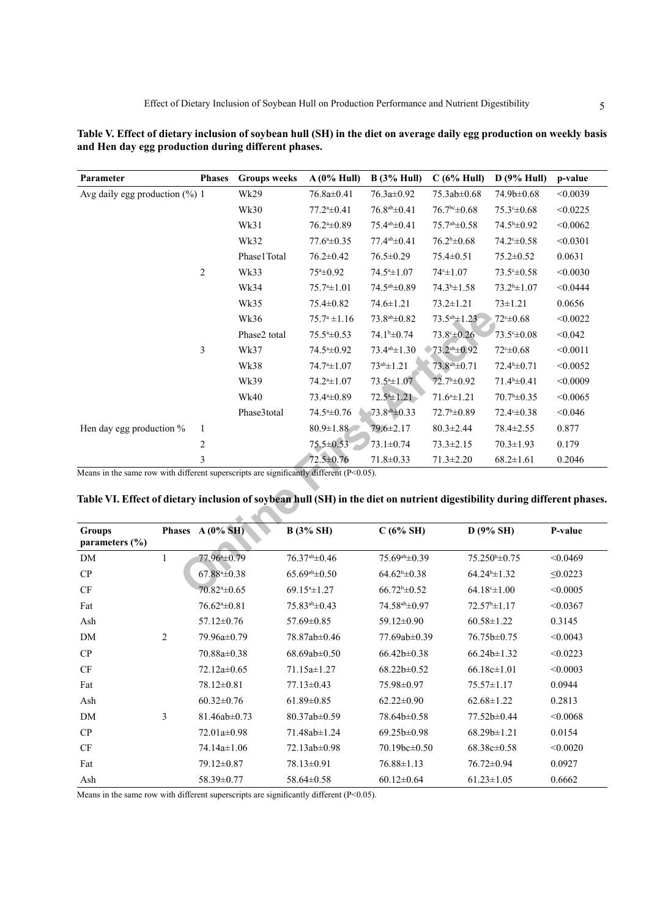**Table V. Effect of dietary inclusion of soybean hull (SH) in the diet on average daily egg production on weekly basis and Hen day egg production during different phases.**

| Parameter | Phases | Groups weeks | A (0% Hull) | B (3% Hull) | C (6% Hull) | D (9% Hull) | p-value |
|---|---|---|---|---|---|---|---|
| Avg daily egg production (%) | 1 | Wk29 | 76.8a±0.41 | 76.3a±0.92 | 75.3ab±0.68 | 74.9b±0.68 | <0.0039 |
| | | Wk30 | $77.2^{a}$±0.41 | $76.8^{ab}$±0.41 | $76.7^{bc}$±0.68 | $75.3^{c}$±0.68 | <0.0225 |
| | | Wk31 | $76.2^{a}$±0.89 | $75.4^{ab}$±0.41 | $75.7^{ab}$±0.58 | $74.5^{b}$±0.92 | <0.0062 |
| | | Wk32 | $77.6^{a}$±0.35 | $77.4^{ab}$±0.41 | $76.2^{b}$±0.68 | $74.2^{c}$±0.58 | <0.0301 |
| | | Phase1Total | 76.2±0.42 | 76.5±0.29 | 75.4±0.51 | 75.2±0.52 | 0.0631 |
| | 2 | Wk33 | $75^{a}$±0.92 | $74.5^{a}$±1.07 | $74^{c}$±1.07 | $73.5^{c}$±0.58 | <0.0030 |
| | | Wk34 | $75.7^{a}$±1.01 | $74.5^{ab}$±0.89 | $74.3^{b}$±1.58 | $73.2^{b}$±1.07 | <0.0444 |
| | | Wk35 | 75.4±0.82 | 74.6±1.21 | 73.2±1.21 | 73±1.21 | 0.0656 |
| | | Wk36 | $75.7^{a}$ ±1.16 | $73.8^{ab}$±0.82 | $73.5^{ab}$±1.23 | $72^{c}$±0.68 | <0.0022 |
| | | Phase2 total | $75.5^{a}$±0.53 | $74.1^{b}$±0.74 | $73.8^{c}$±0.26 | $73.5^{c}$±0.08 | <0.042 |
| | 3 | Wk37 | $74.5^{a}$±0.92 | $73.4^{ab}$±1.30 | $73.2^{ab}$±0.92 | $72^{c}$±0.68 | <0.0011 |
| | | Wk38 | $74.7^{a}$±1.07 | $73^{ab}$±1.21 | $73.8^{ab}$±0.71 | $72.4^{b}$±0.71 | <0.0052 |
| | | Wk39 | $74.2^{a}$±1.07 | $73.5^{a}$±1.07 | $72.7^{b}$±0.92 | $71.4^{b}$±0.41 | <0.0009 |
| | | Wk40 | $73.4^{a}$±0.89 | $72.5^{a}$±1.21 | $71.6^{a}$±1.21 | $70.7^{b}$±0.35 | <0.0065 |
| | | Phase3total | $74.5^{a}$±0.76 | $73.8^{ab}$±0.33 | $72.7^{b}$±0.89 | $72.4^{c}$±0.38 | <0.046 |
| Hen day egg production % | 1 | | 80.9±1.88 | 79.6±2.17 | 80.3±2.44 | 78.4±2.55 | 0.877 |
| | 2 | | 75.5±0.53 | 73.1±0.74 | 73.3±2.15 | 70.3±1.93 | 0.179 |
| | 3 | | 72.5±0.76 | 71.8±0.33 | 71.3±2.20 | 68.2±1.61 | 0.2046 |

Means in the same row with different superscripts are significantly different (P<0.05).

**Table VI. Effect of dietary inclusion of soybean hull (SH) in the diet on nutrient digestibility during different phases.**

| Groups parameters (%) | Phases | A (0% SH) | B (3% SH) | C (6% SH) | D (9% SH) | P-value |
|---|---|---|---|---|---|---|
| DM | 1 | $77.96^{a}$±0.79 | $76.37^{ab}$±0.46 | $75.69^{ab}$±0.39 | $75.250^{b}$±0.75 | <0.0469 |
| CP | | $67.88^{a}$±0.38 | $65.69^{ab}$±0.50 | $64.62^{b}$±0.38 | $64.24^{b}$±1.32 | ≤0.0223 |
| CF | | $70.82^{a}$±0.65 | $69.15^{a}$±1.27 | $66.72^{b}$±0.52 | $64.18^{c}$±1.00 | <0.0005 |
| Fat | | $76.62^{a}$±0.81 | $75.83^{ab}$±0.43 | $74.58^{ab}$±0.97 | $72.57^{b}$±1.17 | <0.0367 |
| Ash | | 57.12±0.76 | 57.69±0.85 | 59.12±0.90 | 60.58±1.22 | 0.3145 |
| DM | 2 | 79.96a±0.79 | 78.87ab±0.46 | 77.69ab±0.39 | 76.75b±0.75 | <0.0043 |
| CP | | 70.88a±0.38 | 68.69ab±0.50 | 66.42b±0.38 | 66.24b±1.32 | <0.0223 |
| CF | | 72.12a±0.65 | 71.15a±1.27 | 68.22b±0.52 | 66.18c±1.01 | <0.0003 |
| Fat | | 78.12±0.81 | 77.13±0.43 | 75.98±0.97 | 75.57±1.17 | 0.0944 |
| Ash | | 60.32±0.76 | 61.89±0.85 | 62.22±0.90 | 62.68±1.22 | 0.2813 |
| DM | 3 | 81.46ab±0.73 | 80.37ab±0.59 | 78.64b±0.58 | 77.52b±0.44 | <0.0068 |
| CP | | 72.01a±0.98 | 71.48ab±1.24 | 69.25b±0.98 | 68.29b±1.21 | 0.0154 |
| CF | | 74.14a±1.06 | 72.13ab±0.98 | 70.19bc±0.50 | 68.38c±0.58 | <0.0020 |
| Fat | | 79.12±0.87 | 78.13±0.91 | 76.88±1.13 | 76.72±0.94 | 0.0927 |
| Ash | | 58.39±0.77 | 58.64±0.58 | 60.12±0.64 | 61.23±1.05 | 0.6662 |

Means in the same row with different superscripts are significantly different (P<0.05).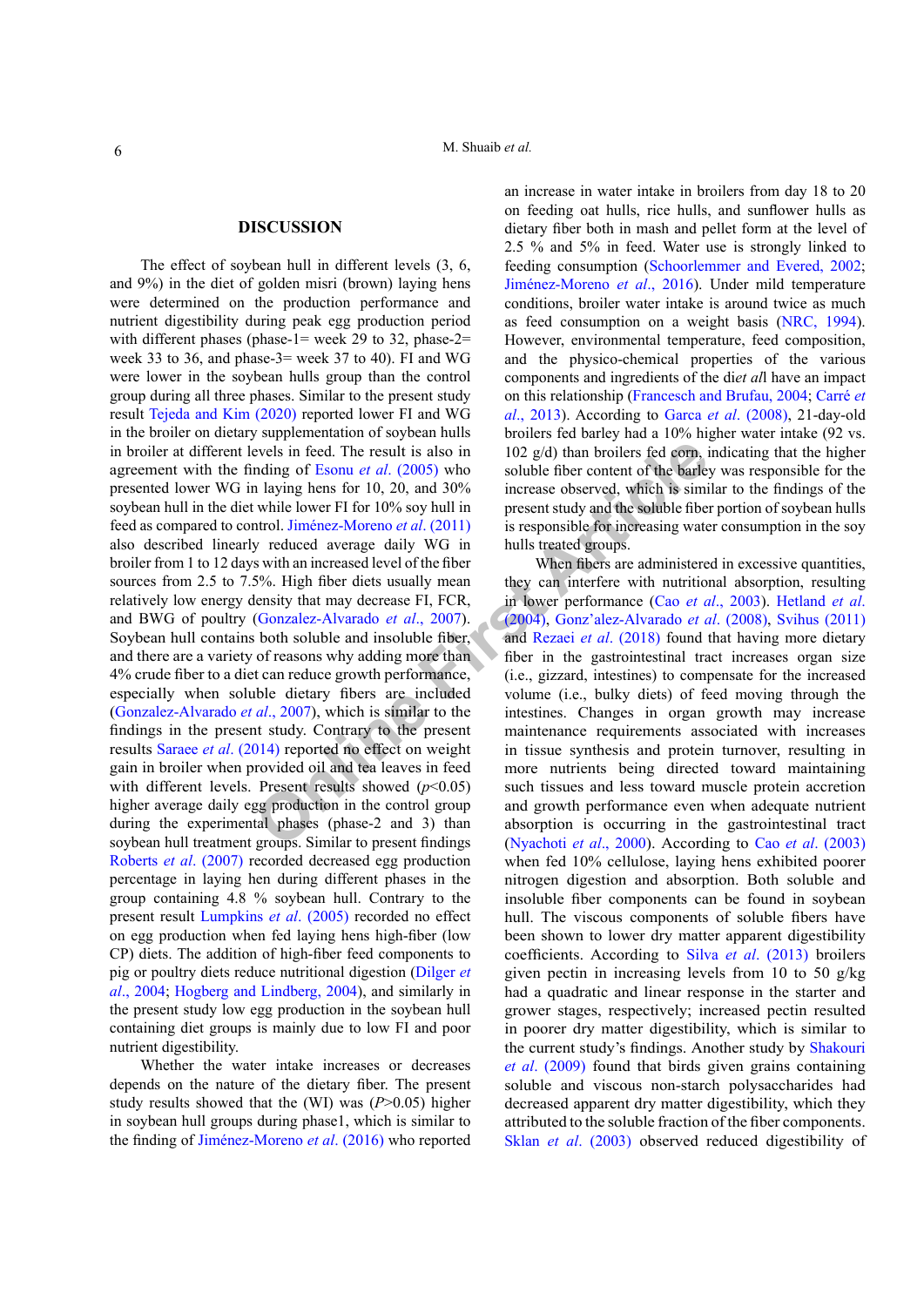## DISCUSSION

The effect of soybean hull in different levels (3, 6, and 9%) in the diet of golden misri (brown) laying hens were determined on the production performance and nutrient digestibility during peak egg production period with different phases (phase-1= week 29 to 32, phase-2= week 33 to 36, and phase-3= week 37 to 40). FI and WG were lower in the soybean hulls group than the control group during all three phases. Similar to the present study result Tejeda and Kim (2020) reported lower FI and WG in the broiler on dietary supplementation of soybean hulls in broiler at different levels in feed. The result is also in agreement with the finding of Esonu *et al*. (2005) who presented lower WG in laying hens for 10, 20, and 30% soybean hull in the diet while lower FI for 10% soy hull in feed as compared to control. Jiménez-Moreno *et al*. (2011) also described linearly reduced average daily WG in broiler from 1 to 12 days with an increased level of the fiber sources from 2.5 to 7.5%. High fiber diets usually mean relatively low energy density that may decrease FI, FCR, and BWG of poultry (Gonzalez-Alvarado *et al*., 2007). Soybean hull contains both soluble and insoluble fiber, and there are a variety of reasons why adding more than 4% crude fiber to a diet can reduce growth performance, especially when soluble dietary fibers are included (Gonzalez-Alvarado *et al*., 2007), which is similar to the findings in the present study. Contrary to the present results Saraee *et al*. (2014) reported no effect on weight gain in broiler when provided oil and tea leaves in feed with different levels. Present results showed ($p$<0.05) higher average daily egg production in the control group during the experimental phases (phase-2 and 3) than soybean hull treatment groups. Similar to present findings Roberts *et al*. (2007) recorded decreased egg production percentage in laying hen during different phases in the group containing 4.8 % soybean hull. Contrary to the present result Lumpkins *et al*. (2005) recorded no effect on egg production when fed laying hens high-fiber (low CP) diets. The addition of high-fiber feed components to pig or poultry diets reduce nutritional digestion (Dilger *et al*., 2004; Hogberg and Lindberg, 2004), and similarly in the present study low egg production in the soybean hull containing diet groups is mainly due to low FI and poor nutrient digestibility.

Whether the water intake increases or decreases depends on the nature of the dietary fiber. The present study results showed that the (WI) was ($P$>0.05) higher in soybean hull groups during phase1, which is similar to the finding of Jiménez-Moreno *et al*. (2016) who reported an increase in water intake in broilers from day 18 to 20 on feeding oat hulls, rice hulls, and sunflower hulls as dietary fiber both in mash and pellet form at the level of 2.5 % and 5% in feed. Water use is strongly linked to feeding consumption (Schoorlemmer and Evered, 2002; Jiménez-Moreno *et al*., 2016). Under mild temperature conditions, broiler water intake is around twice as much as feed consumption on a weight basis (NRC, 1994). However, environmental temperature, feed composition, and the physico-chemical properties of the various components and ingredients of the die*t al*l have an impact on this relationship (Francesch and Brufau, 2004; Carré *et al*., 2013). According to Garca *et al*. (2008), 21-day-old broilers fed barley had a 10% higher water intake (92 vs. 102 g/d) than broilers fed corn, indicating that the higher soluble fiber content of the barley was responsible for the increase observed, which is similar to the findings of the present study and the soluble fiber portion of soybean hulls is responsible for increasing water consumption in the soy hulls treated groups.

When fibers are administered in excessive quantities, they can interfere with nutritional absorption, resulting in lower performance (Cao *et al*., 2003). Hetland *et al*. (2004), Gonz'alez-Alvarado *et al*. (2008), Svihus (2011) and Rezaei *et al*. (2018) found that having more dietary fiber in the gastrointestinal tract increases organ size (i.e., gizzard, intestines) to compensate for the increased volume (i.e., bulky diets) of feed moving through the intestines. Changes in organ growth may increase maintenance requirements associated with increases in tissue synthesis and protein turnover, resulting in more nutrients being directed toward maintaining such tissues and less toward muscle protein accretion and growth performance even when adequate nutrient absorption is occurring in the gastrointestinal tract (Nyachoti *et al*., 2000). According to Cao *et al*. (2003) when fed 10% cellulose, laying hens exhibited poorer nitrogen digestion and absorption. Both soluble and insoluble fiber components can be found in soybean hull. The viscous components of soluble fibers have been shown to lower dry matter apparent digestibility coefficients. According to Silva *et al*. (2013) broilers given pectin in increasing levels from 10 to 50 g/kg had a quadratic and linear response in the starter and grower stages, respectively; increased pectin resulted in poorer dry matter digestibility, which is similar to the current study's findings. Another study by Shakouri *et al*. (2009) found that birds given grains containing soluble and viscous non-starch polysaccharides had decreased apparent dry matter digestibility, which they attributed to the soluble fraction of the fiber components. Sklan *et al*. (2003) observed reduced digestibility of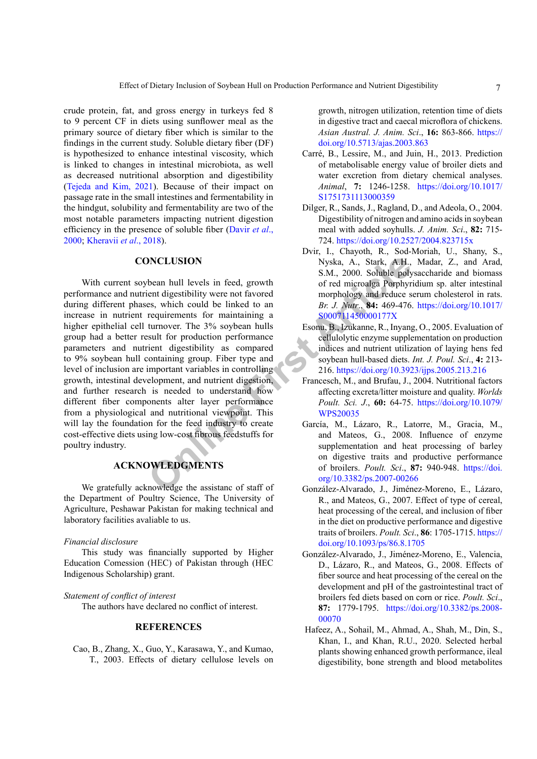crude protein, fat, and gross energy in turkeys fed 8 to 9 percent CF in diets using sunflower meal as the primary source of dietary fiber which is similar to the findings in the current study. Soluble dietary fiber (DF) is hypothesized to enhance intestinal viscosity, which is linked to changes in intestinal microbiota, as well as decreased nutritional absorption and digestibility (Tejeda and Kim, 2021). Because of their impact on passage rate in the small intestines and fermentability in the hindgut, solubility and fermentability are two of the most notable parameters impacting nutrient digestion efficiency in the presence of soluble fiber (Davir *et al*., 2000; Kheravii *et al*., 2018).

## CONCLUSION

With current soybean hull levels in feed, growth performance and nutrient digestibility were not favored during different phases, which could be linked to an increase in nutrient requirements for maintaining a higher epithelial cell turnover. The 3% soybean hulls group had a better result for production performance parameters and nutrient digestibility as compared to 9% soybean hull containing group. Fiber type and level of inclusion are important variables in controlling growth, intestinal development, and nutrient digestion, and further research is needed to understand how different fiber components alter layer performance from a physiological and nutritional viewpoint. This will lay the foundation for the feed industry to create cost-effective diets using low-cost fibrous feedstuffs for poultry industry.

## ACKNOWLEDGMENTS

We gratefully acknowledge the assistanc of staff of the Department of Poultry Science, The University of Agriculture, Peshawar Pakistan for making technical and laboratory facilities avaliable to us.

*Financial disclosure*

This study was financially supported by Higher Education Comession (HEC) of Pakistan through (HEC Indigenous Scholarship) grant.

*Statement of conflict of interest*

The authors have declared no conflict of interest.

## REFERENCES

Cao, B., Zhang, X., Guo, Y., Karasawa, Y., and Kumao, T., 2003. Effects of dietary cellulose levels on growth, nitrogen utilization, retention time of diets in digestive tract and caecal microflora of chickens. *Asian Austral. J. Anim. Sci*., **16:** 863-866. https://doi.org/10.5713/ajas.2003.863

Carré, B., Lessire, M., and Juin, H., 2013. Prediction of metabolisable energy value of broiler diets and water excretion from dietary chemical analyses. *Animal*, **7:** 1246-1258. https://doi.org/10.1017/S1751731113000359

Dilger, R., Sands, J., Ragland, D., and Adeola, O., 2004. Digestibility of nitrogen and amino acids in soybean meal with added soyhulls. *J. Anim. Sci*., **82:** 715-724. https://doi.org/10.2527/2004.823715x

Dvir, I., Chayoth, R., Sod-Moriah, U., Shany, S., Nyska, A., Stark, A.H., Madar, Z., and Arad, S.M., 2000. Soluble polysaccharide and biomass of red microalga Porphyridium sp. alter intestinal morphology and reduce serum cholesterol in rats. *Br. J. Nutr*., **84:** 469-476. https://doi.org/10.1017/S000711450000177X

Esonu, B., Izukanne, R., Inyang, O., 2005. Evaluation of cellulolytic enzyme supplementation on production indices and nutrient utilization of laying hens fed soybean hull-based diets. *Int. J. Poul. Sci*., **4:** 213-216. https://doi.org/10.3923/ijps.2005.213.216

Francesch, M., and Brufau, J., 2004. Nutritional factors affecting excreta/litter moisture and quality. *Worlds Poult. Sci. J*., **60:** 64-75. https://doi.org/10.1079/WPS20035

García, M., Lázaro, R., Latorre, M., Gracia, M., and Mateos, G., 2008. Influence of enzyme supplementation and heat processing of barley on digestive traits and productive performance of broilers. *Poult. Sci*., **87:** 940-948. https://doi.org/10.3382/ps.2007-00266

González-Alvarado, J., Jiménez-Moreno, E., Lázaro, R., and Mateos, G., 2007. Effect of type of cereal, heat processing of the cereal, and inclusion of fiber in the diet on productive performance and digestive traits of broilers. *Poult. Sci*., **86**: 1705-1715. https://doi.org/10.1093/ps/86.8.1705

González-Alvarado, J., Jiménez-Moreno, E., Valencia, D., Lázaro, R., and Mateos, G., 2008. Effects of fiber source and heat processing of the cereal on the development and pH of the gastrointestinal tract of broilers fed diets based on corn or rice. *Poult. Sci*., **87:** 1779-1795. https://doi.org/10.3382/ps.2008-00070

Hafeez, A., Sohail, M., Ahmad, A., Shah, M., Din, S., Khan, I., and Khan, R.U., 2020. Selected herbal plants showing enhanced growth performance, ileal digestibility, bone strength and blood metabolites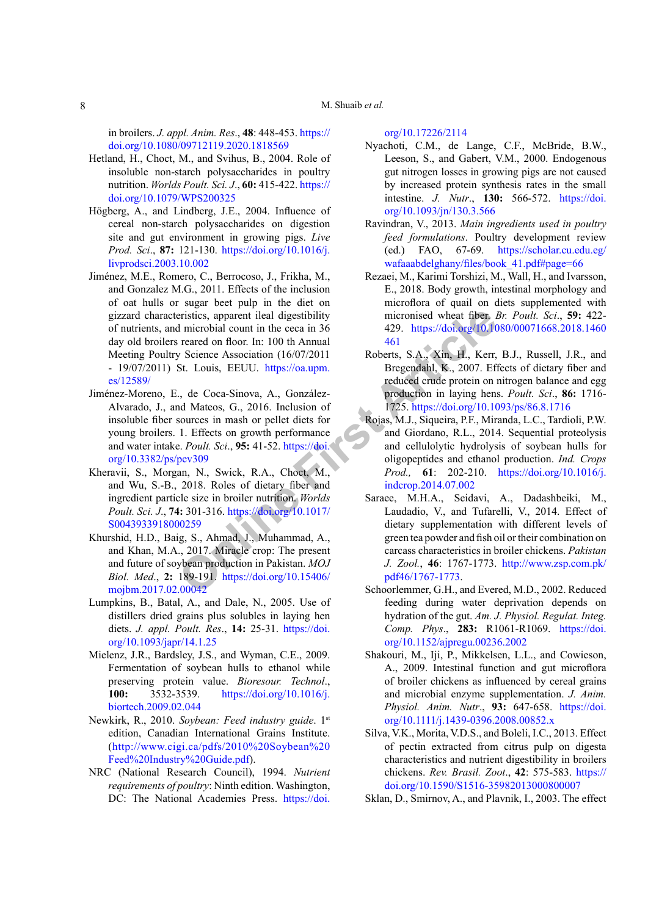in broilers. *J. appl. Anim. Res.*, **48**: 448-453. https://doi.org/10.1080/09712119.2020.1818569

Hetland, H., Choct, M., and Svihus, B., 2004. Role of insoluble non-starch polysaccharides in poultry nutrition. *Worlds Poult. Sci. J.*, **60:** 415-422. https://doi.org/10.1079/WPS200325

Högberg, A., and Lindberg, J.E., 2004. Influence of cereal non-starch polysaccharides on digestion site and gut environment in growing pigs. *Live Prod. Sci.*, **87:** 121-130. https://doi.org/10.1016/j.livprodsci.2003.10.002

Jiménez, M.E., Romero, C., Berrocoso, J., Frikha, M., and Gonzalez M.G., 2011. Effects of the inclusion of oat hulls or sugar beet pulp in the diet on gizzard characteristics, apparent ileal digestibility of nutrients, and microbial count in the ceca in 36 day old broilers reared on floor. In: 100 th Annual Meeting Poultry Science Association (16/07/2011 - 19/07/2011) St. Louis, EEUU. https://oa.upm.es/12589/

Jiménez-Moreno, E., de Coca-Sinova, A., González-Alvarado, J., and Mateos, G., 2016. Inclusion of insoluble fiber sources in mash or pellet diets for young broilers. 1. Effects on growth performance and water intake. *Poult. Sci.*, **95:** 41-52. https://doi.org/10.3382/ps/pev309

Kheravii, S., Morgan, N., Swick, R.A., Choct, M., and Wu, S.-B., 2018. Roles of dietary fiber and ingredient particle size in broiler nutrition. *Worlds Poult. Sci. J.*, **74:** 301-316. https://doi.org/10.1017/S0043933918000259

Khurshid, H.D., Baig, S., Ahmad, J., Muhammad, A., and Khan, M.A., 2017. Miracle crop: The present and future of soybean production in Pakistan. *MOJ Biol. Med.*, **2:** 189-191. https://doi.org/10.15406/mojbm.2017.02.00042

Lumpkins, B., Batal, A., and Dale, N., 2005. Use of distillers dried grains plus solubles in laying hen diets. *J. appl. Poult. Res.*, **14:** 25-31. https://doi.org/10.1093/japr/14.1.25

Mielenz, J.R., Bardsley, J.S., and Wyman, C.E., 2009. Fermentation of soybean hulls to ethanol while preserving protein value. *Bioresour. Technol.*, **100:** 3532-3539. https://doi.org/10.1016/j.biortech.2009.02.044

Newkirk, R., 2010. *Soybean: Feed industry guide*. 1st edition, Canadian International Grains Institute. (http://www.cigi.ca/pdfs/2010%20Soybean%20Feed%20Industry%20Guide.pdf).

NRC (National Research Council), 1994. *Nutrient requirements of poultry*: Ninth edition. Washington, DC: The National Academies Press. https://doi.org/10.17226/2114

Nyachoti, C.M., de Lange, C.F., McBride, B.W., Leeson, S., and Gabert, V.M., 2000. Endogenous gut nitrogen losses in growing pigs are not caused by increased protein synthesis rates in the small intestine. *J. Nutr.*, **130:** 566-572. https://doi.org/10.1093/jn/130.3.566

Ravindran, V., 2013. *Main ingredients used in poultry feed formulations*. Poultry development review (ed.) FAO, 67-69. https://scholar.cu.edu.eg/wafaaabdelghany/files/book_41.pdf#page=66

Rezaei, M., Karimi Torshizi, M., Wall, H., and Ivarsson, E., 2018. Body growth, intestinal morphology and microflora of quail on diets supplemented with micronised wheat fiber. *Br. Poult. Sci.*, **59:** 422-429. https://doi.org/10.1080/00071668.2018.1460461

Roberts, S.A., Xin, H., Kerr, B.J., Russell, J.R., and Bregendahl, K., 2007. Effects of dietary fiber and reduced crude protein on nitrogen balance and egg production in laying hens. *Poult. Sci.*, **86:** 1716-1725. https://doi.org/10.1093/ps/86.8.1716

Rojas, M.J., Siqueira, P.F., Miranda, L.C., Tardioli, P.W. and Giordano, R.L., 2014. Sequential proteolysis and cellulolytic hydrolysis of soybean hulls for oligopeptides and ethanol production. *Ind. Crops Prod.*, **61**: 202-210. https://doi.org/10.1016/j.indcrop.2014.07.002

Saraee, M.H.A., Seidavi, A., Dadashbeiki, M., Laudadio, V., and Tufarelli, V., 2014. Effect of dietary supplementation with different levels of green tea powder and fish oil or their combination on carcass characteristics in broiler chickens. *Pakistan J. Zool.*, **46**: 1767-1773. http://www.zsp.com.pk/pdf46/1767-1773.

Schoorlemmer, G.H., and Evered, M.D., 2002. Reduced feeding during water deprivation depends on hydration of the gut. *Am. J. Physiol. Regulat. Integ. Comp. Phys.*, **283:** R1061-R1069. https://doi.org/10.1152/ajpregu.00236.2002

Shakouri, M., Iji, P., Mikkelsen, L.L., and Cowieson, A., 2009. Intestinal function and gut microflora of broiler chickens as influenced by cereal grains and microbial enzyme supplementation. *J. Anim. Physiol. Anim. Nutr.*, **93:** 647-658. https://doi.org/10.1111/j.1439-0396.2008.00852.x

Silva, V.K., Morita, V.D.S., and Boleli, I.C., 2013. Effect of pectin extracted from citrus pulp on digesta characteristics and nutrient digestibility in broilers chickens. *Rev. Brasil. Zoot.*, **42**: 575-583. https://doi.org/10.1590/S1516-35982013000800007

Sklan, D., Smirnov, A., and Plavnik, I., 2003. The effect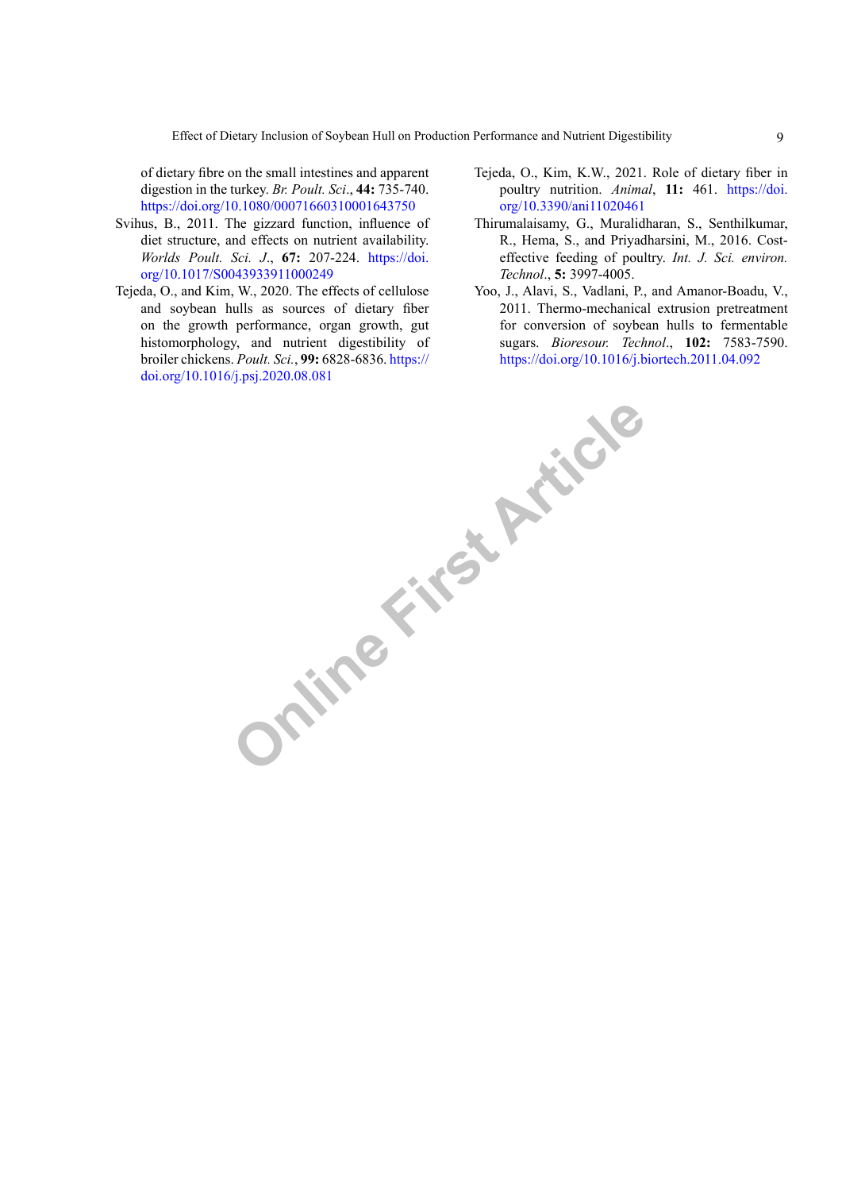of dietary fibre on the small intestines and apparent digestion in the turkey. *Br. Poult. Sci*., **44:** 735-740. https://doi.org/10.1080/00071660310001643750

Svihus, B., 2011. The gizzard function, influence of diet structure, and effects on nutrient availability. *Worlds Poult. Sci. J*., **67:** 207-224. https://doi.org/10.1017/S0043933911000249

Tejeda, O., and Kim, W., 2020. The effects of cellulose and soybean hulls as sources of dietary fiber on the growth performance, organ growth, gut histomorphology, and nutrient digestibility of broiler chickens. *Poult. Sci.*, **99:** 6828-6836. https://doi.org/10.1016/j.psj.2020.08.081

Tejeda, O., Kim, K.W., 2021. Role of dietary fiber in poultry nutrition. *Animal*, **11:** 461. https://doi.org/10.3390/ani11020461

Thirumalaisamy, G., Muralidharan, S., Senthilkumar, R., Hema, S., and Priyadharsini, M., 2016. Cost-effective feeding of poultry. *Int. J. Sci. environ. Technol*., **5:** 3997-4005.

Yoo, J., Alavi, S., Vadlani, P., and Amanor-Boadu, V., 2011. Thermo-mechanical extrusion pretreatment for conversion of soybean hulls to fermentable sugars. *Bioresour. Technol*., **102:** 7583-7590. https://doi.org/10.1016/j.biortech.2011.04.092